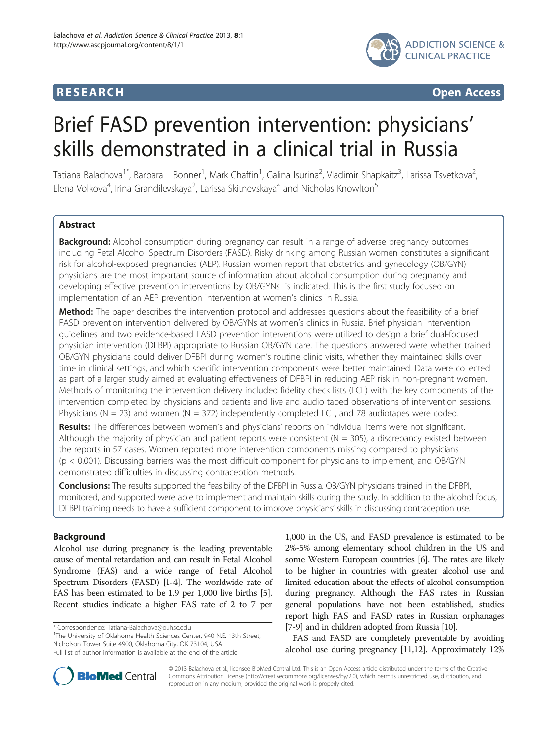RESEARCH Open Access

# Brief FASD prevention intervention: physicians' skills demonstrated in a clinical trial in Russia

Tatiana Balachova[1*], Barbara L Bonner[1], Mark Chaffin[1], Galina Isurina[2], Vladimir Shapkaitz[3], Larissa Tsvetkova[2], Elena Volkova[4], Irina Grandilevskaya[2], Larissa Skitnevskaya[4] and Nicholas Knowlton[5]

## Abstract

**Background:** Alcohol consumption during pregnancy can result in a range of adverse pregnancy outcomes including Fetal Alcohol Spectrum Disorders (FASD). Risky drinking among Russian women constitutes a significant risk for alcohol-exposed pregnancies (AEP). Russian women report that obstetrics and gynecology (OB/GYN) physicians are the most important source of information about alcohol consumption during pregnancy and developing effective prevention interventions by OB/GYNs is indicated. This is the first study focused on implementation of an AEP prevention intervention at women's clinics in Russia.

**Method:** The paper describes the intervention protocol and addresses questions about the feasibility of a brief FASD prevention intervention delivered by OB/GYNs at women's clinics in Russia. Brief physician intervention guidelines and two evidence-based FASD prevention interventions were utilized to design a brief dual-focused physician intervention (DFBPI) appropriate to Russian OB/GYN care. The questions answered were whether trained OB/GYN physicians could deliver DFBPI during women's routine clinic visits, whether they maintained skills over time in clinical settings, and which specific intervention components were better maintained. Data were collected as part of a larger study aimed at evaluating effectiveness of DFBPI in reducing AEP risk in non-pregnant women. Methods of monitoring the intervention delivery included fidelity check lists (FCL) with the key components of the intervention completed by physicians and patients and live and audio taped observations of intervention sessions. Physicians (N = 23) and women (N = 372) independently completed FCL, and 78 audiotapes were coded.

**Results:** The differences between women's and physicians' reports on individual items were not significant. Although the majority of physician and patient reports were consistent (N = 305), a discrepancy existed between the reports in 57 cases. Women reported more intervention components missing compared to physicians ($p < 0.001$). Discussing barriers was the most difficult component for physicians to implement, and OB/GYN demonstrated difficulties in discussing contraception methods.

**Conclusions:** The results supported the feasibility of the DFBPI in Russia. OB/GYN physicians trained in the DFBPI, monitored, and supported were able to implement and maintain skills during the study. In addition to the alcohol focus, DFBPI training needs to have a sufficient component to improve physicians' skills in discussing contraception use.

## Background

Alcohol use during pregnancy is the leading preventable cause of mental retardation and can result in Fetal Alcohol Syndrome (FAS) and a wide range of Fetal Alcohol Spectrum Disorders (FASD) [1-4]. The worldwide rate of FAS has been estimated to be 1.9 per 1,000 live births [5]. Recent studies indicate a higher FAS rate of 2 to 7 per 1,000 in the US, and FASD prevalence is estimated to be 2%-5% among elementary school children in the US and some Western European countries [6]. The rates are likely to be higher in countries with greater alcohol use and limited education about the effects of alcohol consumption during pregnancy. Although the FAS rates in Russian general populations have not been established, studies report high FAS and FASD rates in Russian orphanages [7-9] and in children adopted from Russia [10].

FAS and FASD are completely preventable by avoiding alcohol use during pregnancy [11,12]. Approximately 12%

\* Correspondence: Tatiana-Balachova@ouhsc.edu
[1]The University of Oklahoma Health Sciences Center, 940 N.E. 13th Street, Nicholson Tower Suite 4900, Oklahoma City, OK 73104, USA
Full list of author information is available at the end of the article

© 2013 Balachova et al.; licensee BioMed Central Ltd. This is an Open Access article distributed under the terms of the Creative Commons Attribution License (http://creativecommons.org/licenses/by/2.0), which permits unrestricted use, distribution, and reproduction in any medium, provided the original work is properly cited.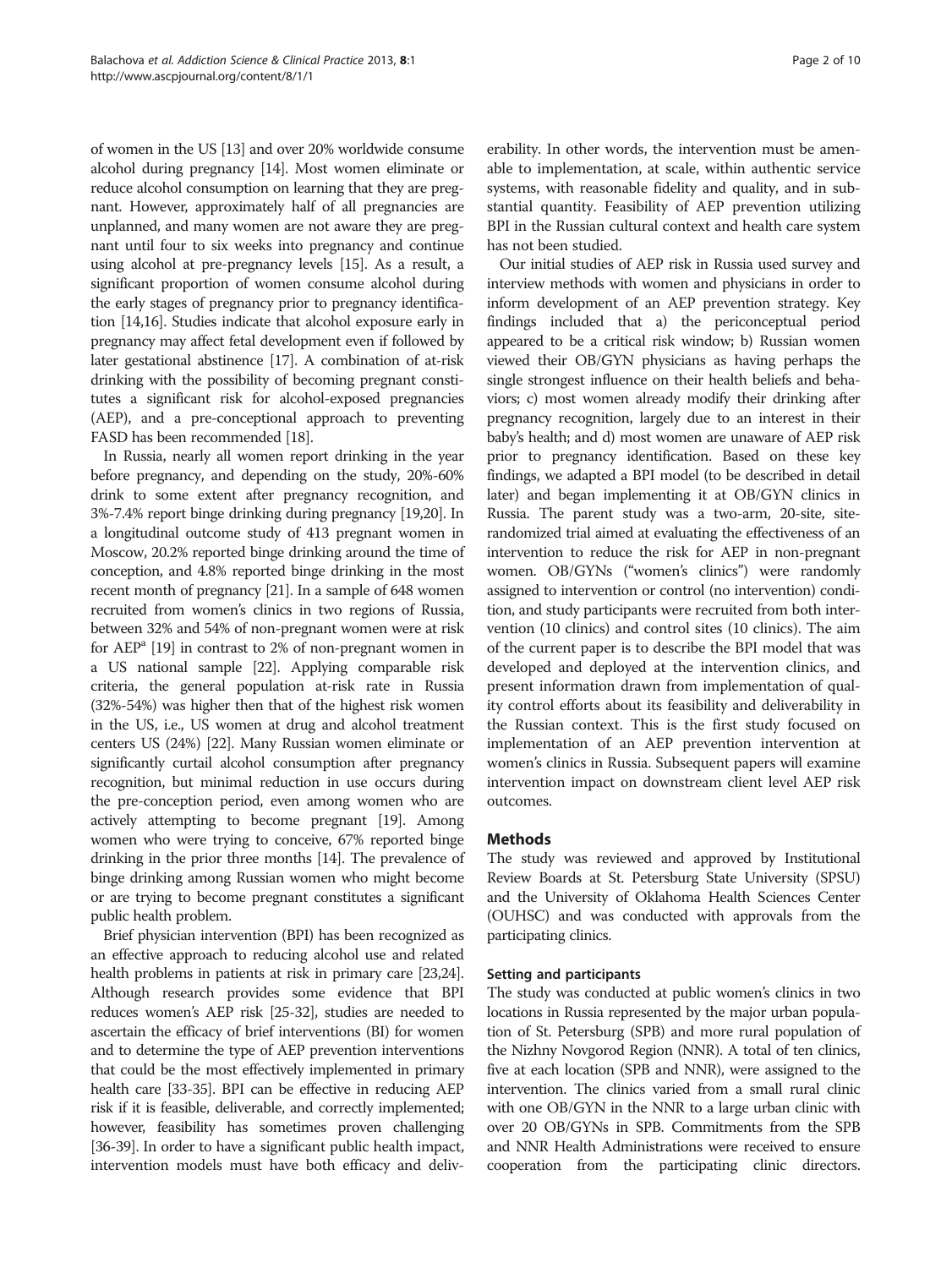of women in the US [13] and over 20% worldwide consume alcohol during pregnancy [14]. Most women eliminate or reduce alcohol consumption on learning that they are pregnant. However, approximately half of all pregnancies are unplanned, and many women are not aware they are pregnant until four to six weeks into pregnancy and continue using alcohol at pre-pregnancy levels [15]. As a result, a significant proportion of women consume alcohol during the early stages of pregnancy prior to pregnancy identification [14,16]. Studies indicate that alcohol exposure early in pregnancy may affect fetal development even if followed by later gestational abstinence [17]. A combination of at-risk drinking with the possibility of becoming pregnant constitutes a significant risk for alcohol-exposed pregnancies (AEP), and a pre-conceptional approach to preventing FASD has been recommended [18].

In Russia, nearly all women report drinking in the year before pregnancy, and depending on the study, 20%-60% drink to some extent after pregnancy recognition, and 3%-7.4% report binge drinking during pregnancy [19,20]. In a longitudinal outcome study of 413 pregnant women in Moscow, 20.2% reported binge drinking around the time of conception, and 4.8% reported binge drinking in the most recent month of pregnancy [21]. In a sample of 648 women recruited from women's clinics in two regions of Russia, between 32% and 54% of non-pregnant women were at risk for AEP[a] [19] in contrast to 2% of non-pregnant women in a US national sample [22]. Applying comparable risk criteria, the general population at-risk rate in Russia (32%-54%) was higher then that of the highest risk women in the US, i.e., US women at drug and alcohol treatment centers US (24%) [22]. Many Russian women eliminate or significantly curtail alcohol consumption after pregnancy recognition, but minimal reduction in use occurs during the pre-conception period, even among women who are actively attempting to become pregnant [19]. Among women who were trying to conceive, 67% reported binge drinking in the prior three months [14]. The prevalence of binge drinking among Russian women who might become or are trying to become pregnant constitutes a significant public health problem.

Brief physician intervention (BPI) has been recognized as an effective approach to reducing alcohol use and related health problems in patients at risk in primary care [23,24]. Although research provides some evidence that BPI reduces women's AEP risk [25-32], studies are needed to ascertain the efficacy of brief interventions (BI) for women and to determine the type of AEP prevention interventions that could be the most effectively implemented in primary health care [33-35]. BPI can be effective in reducing AEP risk if it is feasible, deliverable, and correctly implemented; however, feasibility has sometimes proven challenging [36-39]. In order to have a significant public health impact, intervention models must have both efficacy and deliverability. In other words, the intervention must be amenable to implementation, at scale, within authentic service systems, with reasonable fidelity and quality, and in substantial quantity. Feasibility of AEP prevention utilizing BPI in the Russian cultural context and health care system has not been studied.

Our initial studies of AEP risk in Russia used survey and interview methods with women and physicians in order to inform development of an AEP prevention strategy. Key findings included that a) the periconceptual period appeared to be a critical risk window; b) Russian women viewed their OB/GYN physicians as having perhaps the single strongest influence on their health beliefs and behaviors; c) most women already modify their drinking after pregnancy recognition, largely due to an interest in their baby's health; and d) most women are unaware of AEP risk prior to pregnancy identification. Based on these key findings, we adapted a BPI model (to be described in detail later) and began implementing it at OB/GYN clinics in Russia. The parent study was a two-arm, 20-site, site-randomized trial aimed at evaluating the effectiveness of an intervention to reduce the risk for AEP in non-pregnant women. OB/GYNs ("women's clinics") were randomly assigned to intervention or control (no intervention) condition, and study participants were recruited from both intervention (10 clinics) and control sites (10 clinics). The aim of the current paper is to describe the BPI model that was developed and deployed at the intervention clinics, and present information drawn from implementation of quality control efforts about its feasibility and deliverability in the Russian context. This is the first study focused on implementation of an AEP prevention intervention at women's clinics in Russia. Subsequent papers will examine intervention impact on downstream client level AEP risk outcomes.

## Methods

The study was reviewed and approved by Institutional Review Boards at St. Petersburg State University (SPSU) and the University of Oklahoma Health Sciences Center (OUHSC) and was conducted with approvals from the participating clinics.

### Setting and participants

The study was conducted at public women's clinics in two locations in Russia represented by the major urban population of St. Petersburg (SPB) and more rural population of the Nizhny Novgorod Region (NNR). A total of ten clinics, five at each location (SPB and NNR), were assigned to the intervention. The clinics varied from a small rural clinic with one OB/GYN in the NNR to a large urban clinic with over 20 OB/GYNs in SPB. Commitments from the SPB and NNR Health Administrations were received to ensure cooperation from the participating clinic directors.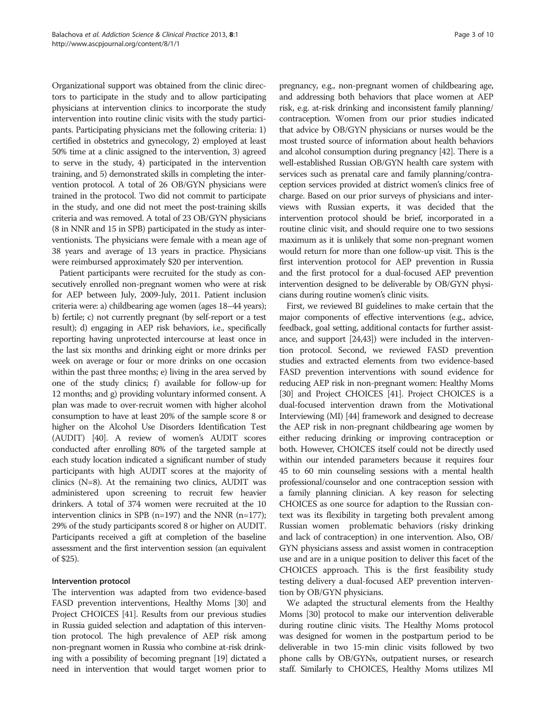Organizational support was obtained from the clinic directors to participate in the study and to allow participating physicians at intervention clinics to incorporate the study intervention into routine clinic visits with the study participants. Participating physicians met the following criteria: 1) certified in obstetrics and gynecology, 2) employed at least 50% time at a clinic assigned to the intervention, 3) agreed to serve in the study, 4) participated in the intervention training, and 5) demonstrated skills in completing the intervention protocol. A total of 26 OB/GYN physicians were trained in the protocol. Two did not commit to participate in the study, and one did not meet the post-training skills criteria and was removed. A total of 23 OB/GYN physicians (8 in NNR and 15 in SPB) participated in the study as interventionists. The physicians were female with a mean age of 38 years and average of 13 years in practice. Physicians were reimbursed approximately $20 per intervention.

Patient participants were recruited for the study as consecutively enrolled non-pregnant women who were at risk for AEP between July, 2009-July, 2011. Patient inclusion criteria were: a) childbearing age women (ages 18–44 years); b) fertile; c) not currently pregnant (by self-report or a test result); d) engaging in AEP risk behaviors, i.e., specifically reporting having unprotected intercourse at least once in the last six months and drinking eight or more drinks per week on average or four or more drinks on one occasion within the past three months; e) living in the area served by one of the study clinics; f) available for follow-up for 12 months; and g) providing voluntary informed consent. A plan was made to over-recruit women with higher alcohol consumption to have at least 20% of the sample score 8 or higher on the Alcohol Use Disorders Identification Test (AUDIT) [40]. A review of women's AUDIT scores conducted after enrolling 80% of the targeted sample at each study location indicated a significant number of study participants with high AUDIT scores at the majority of clinics (N=8). At the remaining two clinics, AUDIT was administered upon screening to recruit few heavier drinkers. A total of 374 women were recruited at the 10 intervention clinics in SPB (n=197) and the NNR (n=177); 29% of the study participants scored 8 or higher on AUDIT. Participants received a gift at completion of the baseline assessment and the first intervention session (an equivalent of $25).

### Intervention protocol

The intervention was adapted from two evidence-based FASD prevention interventions, Healthy Moms [30] and Project CHOICES [41]. Results from our previous studies in Russia guided selection and adaptation of this intervention protocol. The high prevalence of AEP risk among non-pregnant women in Russia who combine at-risk drinking with a possibility of becoming pregnant [19] dictated a need in intervention that would target women prior to pregnancy, e.g., non-pregnant women of childbearing age, and addressing both behaviors that place women at AEP risk, e.g. at-risk drinking and inconsistent family planning/contraception. Women from our prior studies indicated that advice by OB/GYN physicians or nurses would be the most trusted source of information about health behaviors and alcohol consumption during pregnancy [42]. There is a well-established Russian OB/GYN health care system with services such as prenatal care and family planning/contraception services provided at district women's clinics free of charge. Based on our prior surveys of physicians and interviews with Russian experts, it was decided that the intervention protocol should be brief, incorporated in a routine clinic visit, and should require one to two sessions maximum as it is unlikely that some non-pregnant women would return for more than one follow-up visit. This is the first intervention protocol for AEP prevention in Russia and the first protocol for a dual-focused AEP prevention intervention designed to be deliverable by OB/GYN physicians during routine women's clinic visits.

First, we reviewed BI guidelines to make certain that the major components of effective interventions (e.g., advice, feedback, goal setting, additional contacts for further assistance, and support [24,43]) were included in the intervention protocol. Second, we reviewed FASD prevention studies and extracted elements from two evidence-based FASD prevention interventions with sound evidence for reducing AEP risk in non-pregnant women: Healthy Moms [30] and Project CHOICES [41]. Project CHOICES is a dual-focused intervention drawn from the Motivational Interviewing (MI) [44] framework and designed to decrease the AEP risk in non-pregnant childbearing age women by either reducing drinking or improving contraception or both. However, CHOICES itself could not be directly used within our intended parameters because it requires four 45 to 60 min counseling sessions with a mental health professional/counselor and one contraception session with a family planning clinician. A key reason for selecting CHOICES as one source for adaption to the Russian context was its flexibility in targeting both prevalent among Russian women problematic behaviors (risky drinking and lack of contraception) in one intervention. Also, OB/GYN physicians assess and assist women in contraception use and are in a unique position to deliver this facet of the CHOICES approach. This is the first feasibility study testing delivery a dual-focused AEP prevention intervention by OB/GYN physicians.

We adapted the structural elements from the Healthy Moms [30] protocol to make our intervention deliverable during routine clinic visits. The Healthy Moms protocol was designed for women in the postpartum period to be deliverable in two 15-min clinic visits followed by two phone calls by OB/GYNs, outpatient nurses, or research staff. Similarly to CHOICES, Healthy Moms utilizes MI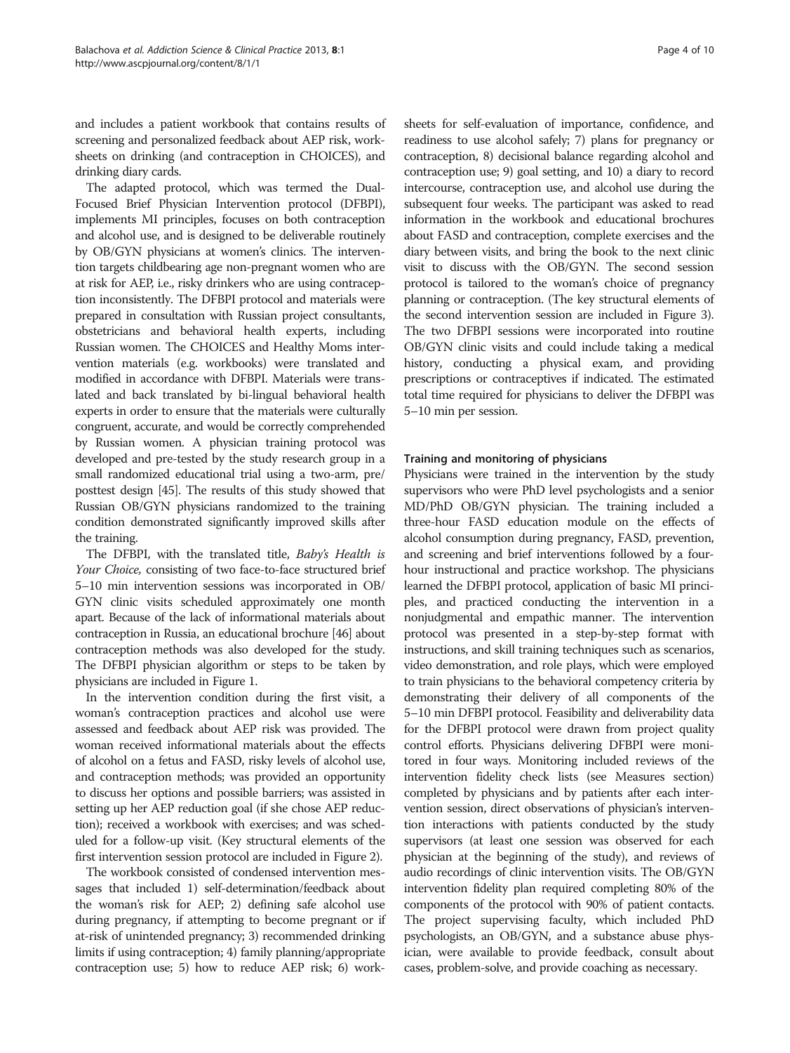and includes a patient workbook that contains results of screening and personalized feedback about AEP risk, worksheets on drinking (and contraception in CHOICES), and drinking diary cards.

The adapted protocol, which was termed the Dual-Focused Brief Physician Intervention protocol (DFBPI), implements MI principles, focuses on both contraception and alcohol use, and is designed to be deliverable routinely by OB/GYN physicians at women's clinics. The intervention targets childbearing age non-pregnant women who are at risk for AEP, i.e., risky drinkers who are using contraception inconsistently. The DFBPI protocol and materials were prepared in consultation with Russian project consultants, obstetricians and behavioral health experts, including Russian women. The CHOICES and Healthy Moms intervention materials (e.g. workbooks) were translated and modified in accordance with DFBPI. Materials were translated and back translated by bi-lingual behavioral health experts in order to ensure that the materials were culturally congruent, accurate, and would be correctly comprehended by Russian women. A physician training protocol was developed and pre-tested by the study research group in a small randomized educational trial using a two-arm, pre/posttest design [45]. The results of this study showed that Russian OB/GYN physicians randomized to the training condition demonstrated significantly improved skills after the training.

The DFBPI, with the translated title, *Baby's Health is Your Choice,* consisting of two face-to-face structured brief 5–10 min intervention sessions was incorporated in OB/GYN clinic visits scheduled approximately one month apart. Because of the lack of informational materials about contraception in Russia, an educational brochure [46] about contraception methods was also developed for the study. The DFBPI physician algorithm or steps to be taken by physicians are included in Figure 1.

In the intervention condition during the first visit, a woman's contraception practices and alcohol use were assessed and feedback about AEP risk was provided. The woman received informational materials about the effects of alcohol on a fetus and FASD, risky levels of alcohol use, and contraception methods; was provided an opportunity to discuss her options and possible barriers; was assisted in setting up her AEP reduction goal (if she chose AEP reduction); received a workbook with exercises; and was scheduled for a follow-up visit. (Key structural elements of the first intervention session protocol are included in Figure 2).

The workbook consisted of condensed intervention messages that included 1) self-determination/feedback about the woman's risk for AEP; 2) defining safe alcohol use during pregnancy, if attempting to become pregnant or if at-risk of unintended pregnancy; 3) recommended drinking limits if using contraception; 4) family planning/appropriate contraception use; 5) how to reduce AEP risk; 6) worksheets for self-evaluation of importance, confidence, and readiness to use alcohol safely; 7) plans for pregnancy or contraception, 8) decisional balance regarding alcohol and contraception use; 9) goal setting, and 10) a diary to record intercourse, contraception use, and alcohol use during the subsequent four weeks. The participant was asked to read information in the workbook and educational brochures about FASD and contraception, complete exercises and the diary between visits, and bring the book to the next clinic visit to discuss with the OB/GYN. The second session protocol is tailored to the woman's choice of pregnancy planning or contraception. (The key structural elements of the second intervention session are included in Figure 3). The two DFBPI sessions were incorporated into routine OB/GYN clinic visits and could include taking a medical history, conducting a physical exam, and providing prescriptions or contraceptives if indicated. The estimated total time required for physicians to deliver the DFBPI was 5–10 min per session.

### Training and monitoring of physicians

Physicians were trained in the intervention by the study supervisors who were PhD level psychologists and a senior MD/PhD OB/GYN physician. The training included a three-hour FASD education module on the effects of alcohol consumption during pregnancy, FASD, prevention, and screening and brief interventions followed by a four-hour instructional and practice workshop. The physicians learned the DFBPI protocol, application of basic MI principles, and practiced conducting the intervention in a nonjudgmental and empathic manner. The intervention protocol was presented in a step-by-step format with instructions, and skill training techniques such as scenarios, video demonstration, and role plays, which were employed to train physicians to the behavioral competency criteria by demonstrating their delivery of all components of the 5–10 min DFBPI protocol. Feasibility and deliverability data for the DFBPI protocol were drawn from project quality control efforts. Physicians delivering DFBPI were monitored in four ways. Monitoring included reviews of the intervention fidelity check lists (see Measures section) completed by physicians and by patients after each intervention session, direct observations of physician's intervention interactions with patients conducted by the study supervisors (at least one session was observed for each physician at the beginning of the study), and reviews of audio recordings of clinic intervention visits. The OB/GYN intervention fidelity plan required completing 80% of the components of the protocol with 90% of patient contacts. The project supervising faculty, which included PhD psychologists, an OB/GYN, and a substance abuse physician, were available to provide feedback, consult about cases, problem-solve, and provide coaching as necessary.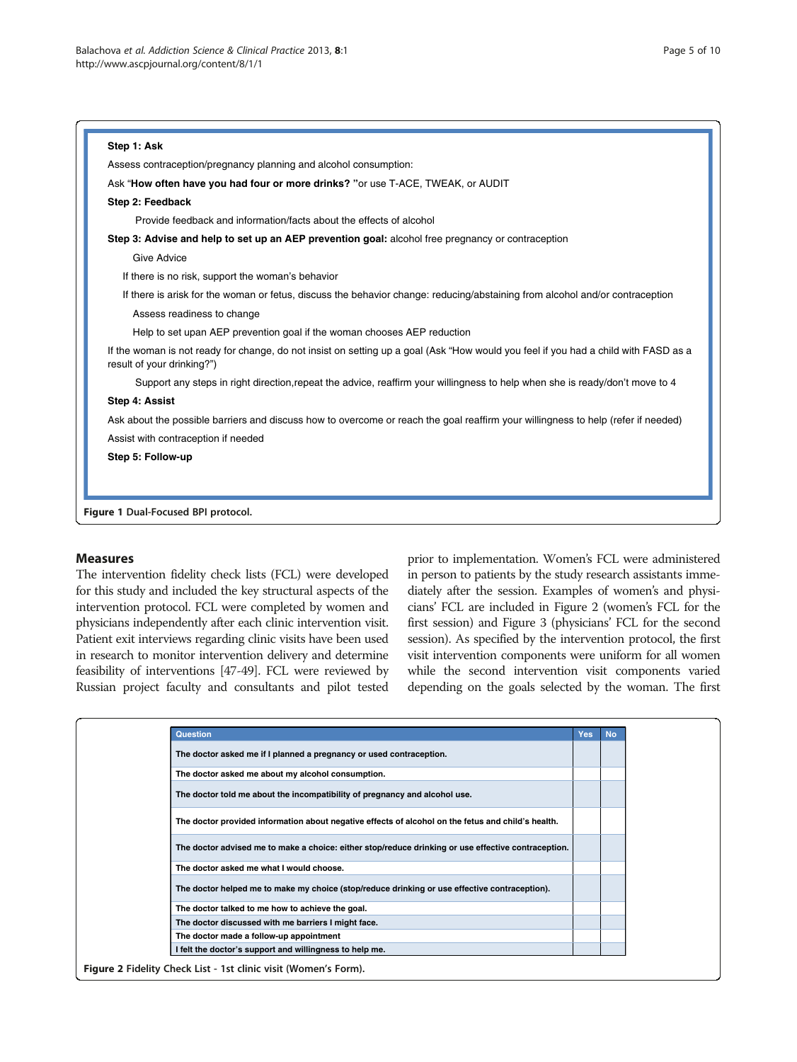**Step 1: Ask**

Assess contraception/pregnancy planning and alcohol consumption:

Ask "**How often have you had four or more drinks? "**or use T-ACE, TWEAK, or AUDIT

**Step 2: Feedback**

Provide feedback and information/facts about the effects of alcohol

**Step 3: Advise and help to set up an AEP prevention goal:** alcohol free pregnancy or contraception

Give Advice

If there is no risk, support the woman's behavior

If there is arisk for the woman or fetus, discuss the behavior change: reducing/abstaining from alcohol and/or contraception

Assess readiness to change

Help to set upan AEP prevention goal if the woman chooses AEP reduction

If the woman is not ready for change, do not insist on setting up a goal (Ask "How would you feel if you had a child with FASD as a result of your drinking?")

Support any steps in right direction,repeat the advice, reaffirm your willingness to help when she is ready/don't move to 4

**Step 4: Assist**

Ask about the possible barriers and discuss how to overcome or reach the goal reaffirm your willingness to help (refer if needed)

Assist with contraception if needed

**Step 5: Follow-up**

**Figure 1** Dual-Focused BPI protocol.

## Measures

The intervention fidelity check lists (FCL) were developed for this study and included the key structural aspects of the intervention protocol. FCL were completed by women and physicians independently after each clinic intervention visit. Patient exit interviews regarding clinic visits have been used in research to monitor intervention delivery and determine feasibility of interventions [47-49]. FCL were reviewed by Russian project faculty and consultants and pilot tested prior to implementation. Women's FCL were administered in person to patients by the study research assistants immediately after the session. Examples of women's and physicians' FCL are included in Figure 2 (women's FCL for the first session) and Figure 3 (physicians' FCL for the second session). As specified by the intervention protocol, the first visit intervention components were uniform for all women while the second intervention visit components varied depending on the goals selected by the woman. The first

| Question | Yes | No |
|---|---|---|
| The doctor asked me if I planned a pregnancy or used contraception. | | |
| The doctor asked me about my alcohol consumption. | | |
| The doctor told me about the incompatibility of pregnancy and alcohol use. | | |
| The doctor provided information about negative effects of alcohol on the fetus and child's health. | | |
| The doctor advised me to make a choice: either stop/reduce drinking or use effective contraception. | | |
| The doctor asked me what I would choose. | | |
| The doctor helped me to make my choice (stop/reduce drinking or use effective contraception). | | |
| The doctor talked to me how to achieve the goal. | | |
| The doctor discussed with me barriers I might face. | | |
| The doctor made a follow-up appointment | | |
| I felt the doctor's support and willingness to help me. | | |

**Figure 2** Fidelity Check List - 1st clinic visit (Women's Form).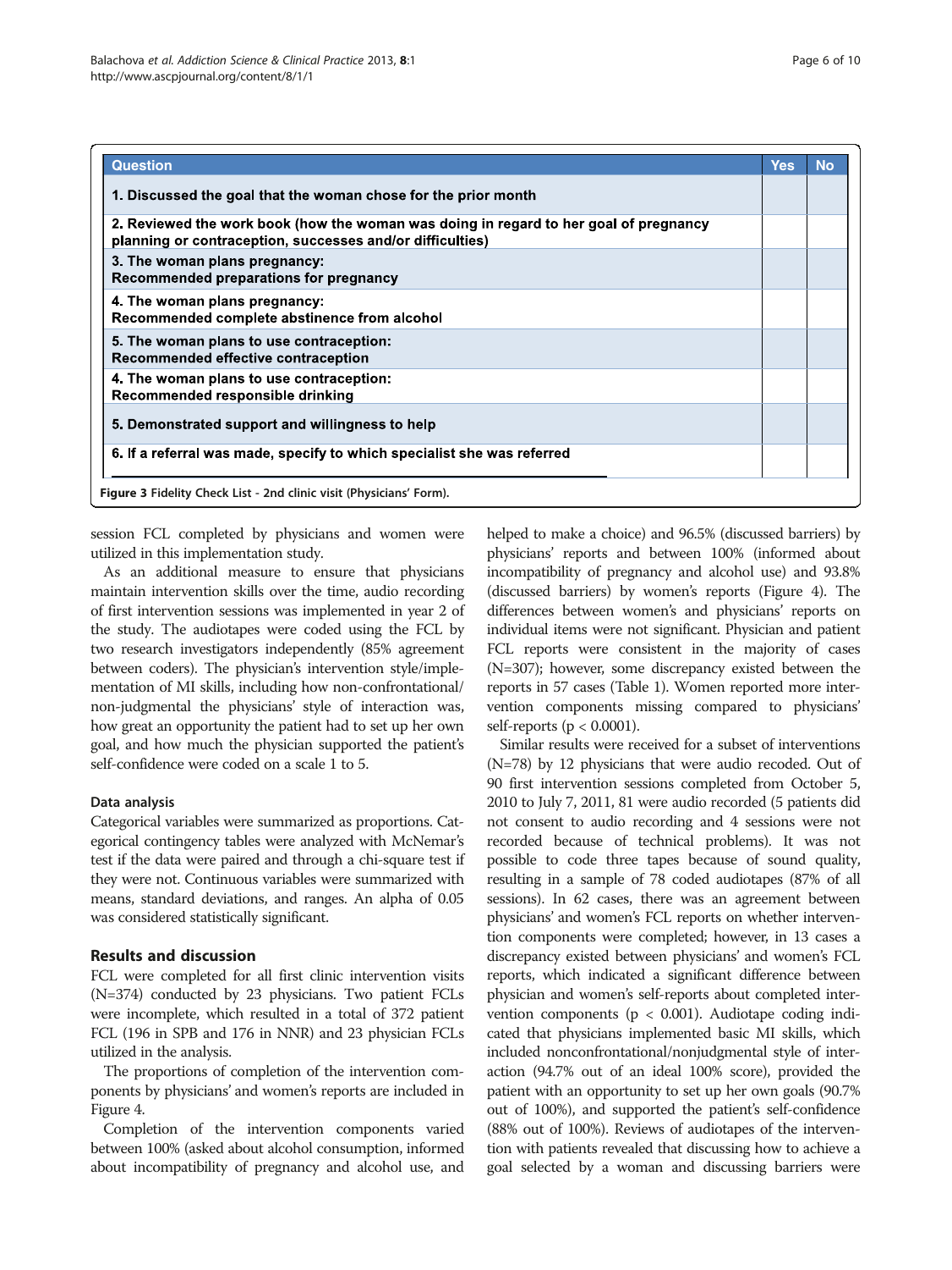| Question | Yes | No |
|---|---|---|
| 1. Discussed the goal that the woman chose for the prior month | | |
| 2. Reviewed the work book (how the woman was doing in regard to her goal of pregnancy planning or contraception, successes and/or difficulties) | | |
| 3. The woman plans pregnancy: Recommended preparations for pregnancy | | |
| 4. The woman plans pregnancy: Recommended complete abstinence from alcohol | | |
| 5. The woman plans to use contraception: Recommended effective contraception | | |
| 4. The woman plans to use contraception: Recommended responsible drinking | | |
| 5. Demonstrated support and willingness to help | | |
| 6. If a referral was made, specify to which specialist she was referred | | |

**Figure 3** Fidelity Check List - 2nd clinic visit (Physicians' Form).

session FCL completed by physicians and women were utilized in this implementation study.

As an additional measure to ensure that physicians maintain intervention skills over the time, audio recording of first intervention sessions was implemented in year 2 of the study. The audiotapes were coded using the FCL by two research investigators independently (85% agreement between coders). The physician's intervention style/implementation of MI skills, including how non-confrontational/non-judgmental the physicians' style of interaction was, how great an opportunity the patient had to set up her own goal, and how much the physician supported the patient's self-confidence were coded on a scale 1 to 5.

### Data analysis

Categorical variables were summarized as proportions. Categorical contingency tables were analyzed with McNemar's test if the data were paired and through a chi-square test if they were not. Continuous variables were summarized with means, standard deviations, and ranges. An alpha of 0.05 was considered statistically significant.

## Results and discussion

FCL were completed for all first clinic intervention visits (N=374) conducted by 23 physicians. Two patient FCLs were incomplete, which resulted in a total of 372 patient FCL (196 in SPB and 176 in NNR) and 23 physician FCLs utilized in the analysis.

The proportions of completion of the intervention components by physicians' and women's reports are included in Figure 4.

Completion of the intervention components varied between 100% (asked about alcohol consumption, informed about incompatibility of pregnancy and alcohol use, and helped to make a choice) and 96.5% (discussed barriers) by physicians' reports and between 100% (informed about incompatibility of pregnancy and alcohol use) and 93.8% (discussed barriers) by women's reports (Figure 4). The differences between women's and physicians' reports on individual items were not significant. Physician and patient FCL reports were consistent in the majority of cases (N=307); however, some discrepancy existed between the reports in 57 cases (Table 1). Women reported more intervention components missing compared to physicians' self-reports ($p < 0.0001$).

Similar results were received for a subset of interventions (N=78) by 12 physicians that were audio recoded. Out of 90 first intervention sessions completed from October 5, 2010 to July 7, 2011, 81 were audio recorded (5 patients did not consent to audio recording and 4 sessions were not recorded because of technical problems). It was not possible to code three tapes because of sound quality, resulting in a sample of 78 coded audiotapes (87% of all sessions). In 62 cases, there was an agreement between physicians' and women's FCL reports on whether intervention components were completed; however, in 13 cases a discrepancy existed between physicians' and women's FCL reports, which indicated a significant difference between physician and women's self-reports about completed intervention components ($p < 0.001$). Audiotape coding indicated that physicians implemented basic MI skills, which included nonconfrontational/nonjudgmental style of interaction (94.7% out of an ideal 100% score), provided the patient with an opportunity to set up her own goals (90.7% out of 100%), and supported the patient's self-confidence (88% out of 100%). Reviews of audiotapes of the intervention with patients revealed that discussing how to achieve a goal selected by a woman and discussing barriers were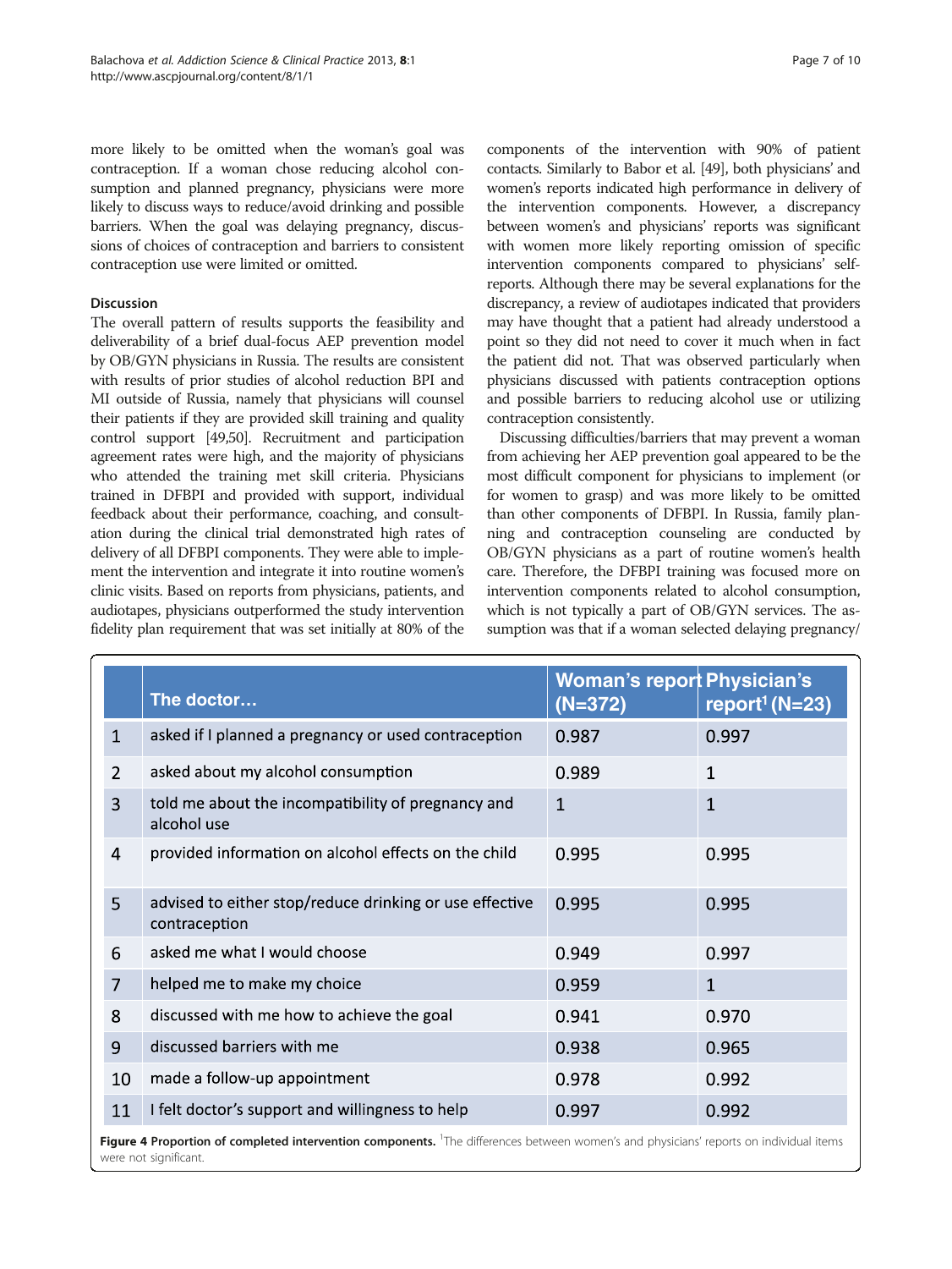more likely to be omitted when the woman's goal was contraception. If a woman chose reducing alcohol consumption and planned pregnancy, physicians were more likely to discuss ways to reduce/avoid drinking and possible barriers. When the goal was delaying pregnancy, discussions of choices of contraception and barriers to consistent contraception use were limited or omitted.

## Discussion

The overall pattern of results supports the feasibility and deliverability of a brief dual-focus AEP prevention model by OB/GYN physicians in Russia. The results are consistent with results of prior studies of alcohol reduction BPI and MI outside of Russia, namely that physicians will counsel their patients if they are provided skill training and quality control support [49,50]. Recruitment and participation agreement rates were high, and the majority of physicians who attended the training met skill criteria. Physicians trained in DFBPI and provided with support, individual feedback about their performance, coaching, and consultation during the clinical trial demonstrated high rates of delivery of all DFBPI components. They were able to implement the intervention and integrate it into routine women's clinic visits. Based on reports from physicians, patients, and audiotapes, physicians outperformed the study intervention fidelity plan requirement that was set initially at 80% of the components of the intervention with 90% of patient contacts. Similarly to Babor et al. [49], both physicians' and women's reports indicated high performance in delivery of the intervention components. However, a discrepancy between women's and physicians' reports was significant with women more likely reporting omission of specific intervention components compared to physicians' self-reports. Although there may be several explanations for the discrepancy, a review of audiotapes indicated that providers may have thought that a patient had already understood a point so they did not need to cover it much when in fact the patient did not. That was observed particularly when physicians discussed with patients contraception options and possible barriers to reducing alcohol use or utilizing contraception consistently.

Discussing difficulties/barriers that may prevent a woman from achieving her AEP prevention goal appeared to be the most difficult component for physicians to implement (or for women to grasp) and was more likely to be omitted than other components of DFBPI. In Russia, family planning and contraception counseling are conducted by OB/GYN physicians as a part of routine women's health care. Therefore, the DFBPI training was focused more on intervention components related to alcohol consumption, which is not typically a part of OB/GYN services. The assumption was that if a woman selected delaying pregnancy/

| | The doctor… | Woman's report (N=372) | Physician's report[1] (N=23) |
|---|---|---|---|
| 1 | asked if I planned a pregnancy or used contraception | 0.987 | 0.997 |
| 2 | asked about my alcohol consumption | 0.989 | 1 |
| 3 | told me about the incompatibility of pregnancy and alcohol use | 1 | 1 |
| 4 | provided information on alcohol effects on the child | 0.995 | 0.995 |
| 5 | advised to either stop/reduce drinking or use effective contraception | 0.995 | 0.995 |
| 6 | asked me what I would choose | 0.949 | 0.997 |
| 7 | helped me to make my choice | 0.959 | 1 |
| 8 | discussed with me how to achieve the goal | 0.941 | 0.970 |
| 9 | discussed barriers with me | 0.938 | 0.965 |
| 10 | made a follow-up appointment | 0.978 | 0.992 |
| 11 | I felt doctor's support and willingness to help | 0.997 | 0.992 |

**Figure 4 Proportion of completed intervention components.** [1]The differences between women's and physicians' reports on individual items were not significant.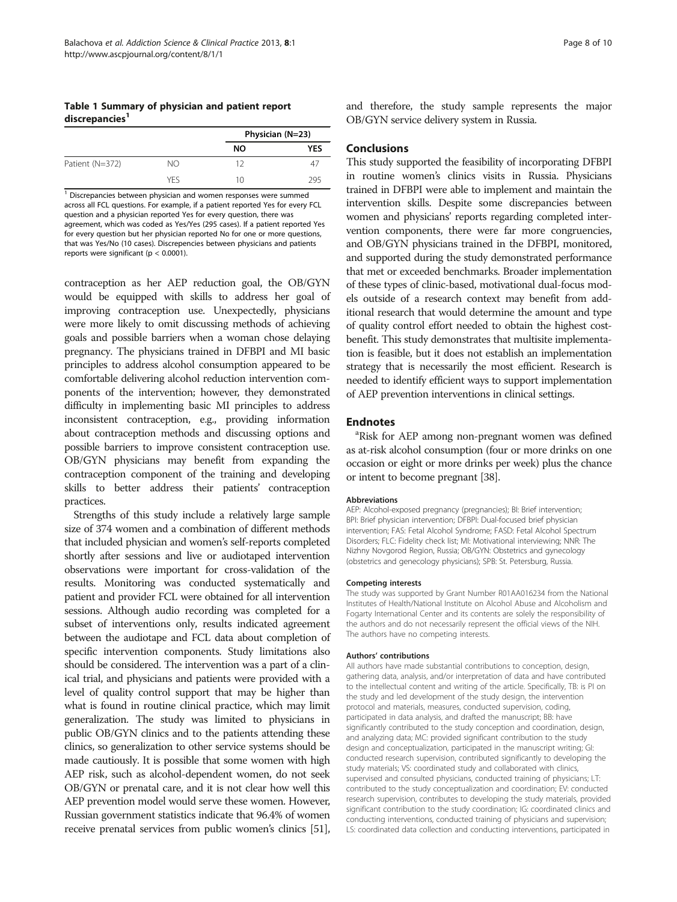**Table 1 Summary of physician and patient report discrepancies[1]**

| | | Physician (N=23) | |
|---|---|---|---|
| | | NO | YES |
| Patient (N=372) | NO | 12 | 47 |
| | YES | 10 | 295 |

[1] Discrepancies between physician and women responses were summed across all FCL questions. For example, if a patient reported Yes for every FCL question and a physician reported Yes for every question, there was agreement, which was coded as Yes/Yes (295 cases). If a patient reported Yes for every question but her physician reported No for one or more questions, that was Yes/No (10 cases). Discrepencies between physicians and patients reports were significant ($p < 0.0001$).

contraception as her AEP reduction goal, the OB/GYN would be equipped with skills to address her goal of improving contraception use. Unexpectedly, physicians were more likely to omit discussing methods of achieving goals and possible barriers when a woman chose delaying pregnancy. The physicians trained in DFBPI and MI basic principles to address alcohol consumption appeared to be comfortable delivering alcohol reduction intervention components of the intervention; however, they demonstrated difficulty in implementing basic MI principles to address inconsistent contraception, e.g., providing information about contraception methods and discussing options and possible barriers to improve consistent contraception use. OB/GYN physicians may benefit from expanding the contraception component of the training and developing skills to better address their patients' contraception practices.

Strengths of this study include a relatively large sample size of 374 women and a combination of different methods that included physician and women's self-reports completed shortly after sessions and live or audiotaped intervention observations were important for cross-validation of the results. Monitoring was conducted systematically and patient and provider FCL were obtained for all intervention sessions. Although audio recording was completed for a subset of interventions only, results indicated agreement between the audiotape and FCL data about completion of specific intervention components. Study limitations also should be considered. The intervention was a part of a clinical trial, and physicians and patients were provided with a level of quality control support that may be higher than what is found in routine clinical practice, which may limit generalization. The study was limited to physicians in public OB/GYN clinics and to the patients attending these clinics, so generalization to other service systems should be made cautiously. It is possible that some women with high AEP risk, such as alcohol-dependent women, do not seek OB/GYN or prenatal care, and it is not clear how well this AEP prevention model would serve these women. However, Russian government statistics indicate that 96.4% of women receive prenatal services from public women's clinics [51], and therefore, the study sample represents the major OB/GYN service delivery system in Russia.

## Conclusions

This study supported the feasibility of incorporating DFBPI in routine women's clinics visits in Russia. Physicians trained in DFBPI were able to implement and maintain the intervention skills. Despite some discrepancies between women and physicians' reports regarding completed intervention components, there were far more congruencies, and OB/GYN physicians trained in the DFBPI, monitored, and supported during the study demonstrated performance that met or exceeded benchmarks. Broader implementation of these types of clinic-based, motivational dual-focus models outside of a research context may benefit from additional research that would determine the amount and type of quality control effort needed to obtain the highest cost-benefit. This study demonstrates that multisite implementation is feasible, but it does not establish an implementation strategy that is necessarily the most efficient. Research is needed to identify efficient ways to support implementation of AEP prevention interventions in clinical settings.

## Endnotes

[a]Risk for AEP among non-pregnant women was defined as at-risk alcohol consumption (four or more drinks on one occasion or eight or more drinks per week) plus the chance or intent to become pregnant [38].

#### Abbreviations

AEP: Alcohol-exposed pregnancy (pregnancies); BI: Brief intervention; BPI: Brief physician intervention; DFBPI: Dual-focused brief physician intervention; FAS: Fetal Alcohol Syndrome; FASD: Fetal Alcohol Spectrum Disorders; FLC: Fidelity check list; MI: Motivational interviewing; NNR: The Nizhny Novgorod Region, Russia; OB/GYN: Obstetrics and gynecology (obstetrics and genecology physicians); SPB: St. Petersburg, Russia.

#### Competing interests

The study was supported by Grant Number R01AA016234 from the National Institutes of Health/National Institute on Alcohol Abuse and Alcoholism and Fogarty International Center and its contents are solely the responsibility of the authors and do not necessarily represent the official views of the NIH. The authors have no competing interests.

#### Authors' contributions

All authors have made substantial contributions to conception, design, gathering data, analysis, and/or interpretation of data and have contributed to the intellectual content and writing of the article. Specifically, TB: is PI on the study and led development of the study design, the intervention protocol and materials, measures, conducted supervision, coding, participated in data analysis, and drafted the manuscript; BB: have significantly contributed to the study conception and coordination, design, and analyzing data; MC: provided significant contribution to the study design and conceptualization, participated in the manuscript writing; GI: conducted research supervision, contributed significantly to developing the study materials; VS: coordinated study and collaborated with clinics, supervised and consulted physicians, conducted training of physicians; LT: contributed to the study conceptualization and coordination; EV: conducted research supervision, contributes to developing the study materials, provided significant contribution to the study coordination; IG: coordinated clinics and conducting interventions, conducted training of physicians and supervision; LS: coordinated data collection and conducting interventions, participated in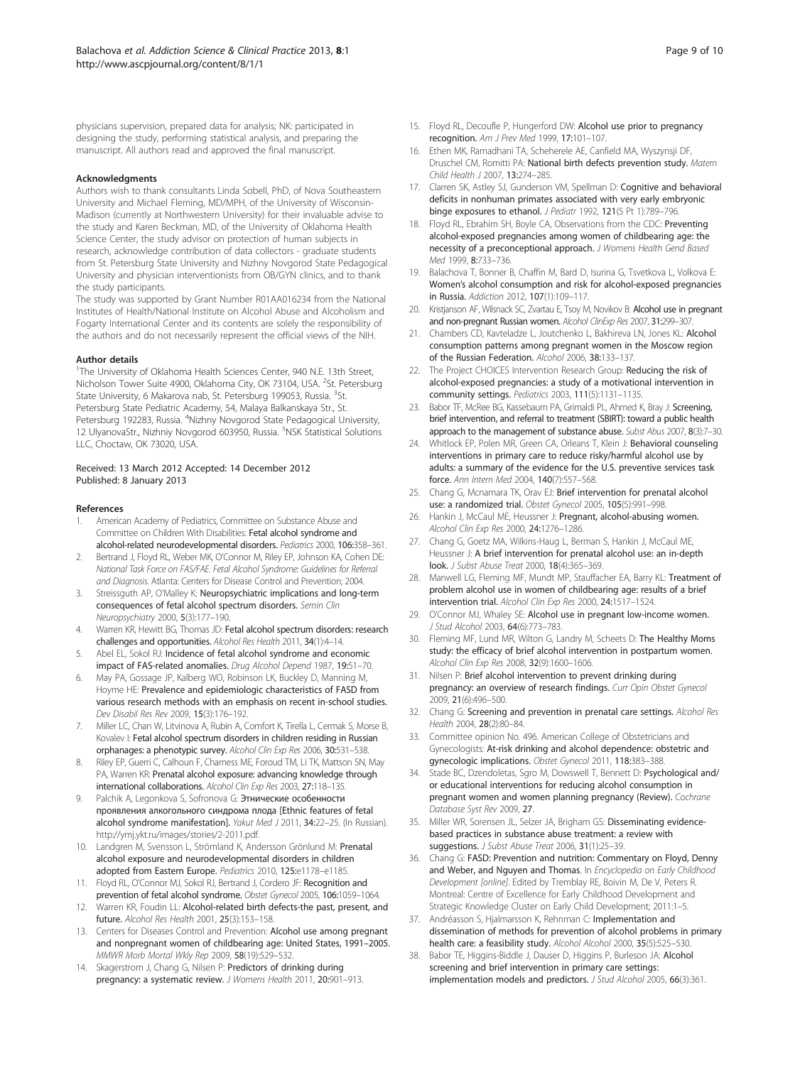physicians supervision, prepared data for analysis; NK: participated in designing the study, performing statistical analysis, and preparing the manuscript. All authors read and approved the final manuscript.

#### Acknowledgments

Authors wish to thank consultants Linda Sobell, PhD, of Nova Southeastern University and Michael Fleming, MD/MPH, of the University of Wisconsin-Madison (currently at Northwestern University) for their invaluable advise to the study and Karen Beckman, MD, of the University of Oklahoma Health Science Center, the study advisor on protection of human subjects in research, acknowledge contribution of data collectors - graduate students from St. Petersburg State University and Nizhny Novgorod State Pedagogical University and physician interventionists from OB/GYN clinics, and to thank the study participants.

The study was supported by Grant Number R01AA016234 from the National Institutes of Health/National Institute on Alcohol Abuse and Alcoholism and Fogarty International Center and its contents are solely the responsibility of the authors and do not necessarily represent the official views of the NIH.

#### Author details

[1]The University of Oklahoma Health Sciences Center, 940 N.E. 13th Street, Nicholson Tower Suite 4900, Oklahoma City, OK 73104, USA. [2]St. Petersburg State University, 6 Makarova nab, St. Petersburg 199053, Russia. [3]St. Petersburg State Pediatric Academy, 54, Malaya Balkanskaya Str., St. Petersburg 192283, Russia. [4]Nizhny Novgorod State Pedagogical University, 12 UlyanovaStr., Nizhniy Novgorod 603950, Russia. [5]NSK Statistical Solutions LLC, Choctaw, OK 73020, USA.

Received: 13 March 2012 Accepted: 14 December 2012
Published: 8 January 2013

#### References

1. American Academy of Pediatrics, Committee on Substance Abuse and Committee on Children With Disabilities: **Fetal alcohol syndrome and alcohol-related neurodevelopmental disorders.** *Pediatrics* 2000, **106**:358–361.
2. Bertrand J, Floyd RL, Weber MK, O'Connor M, Riley EP, Johnson KA, Cohen DE: *National Task Force on FAS/FAE. Fetal Alcohol Syndrome: Guidelines for Referral and Diagnosis*. Atlanta: Centers for Disease Control and Prevention; 2004.
3. Streissguth AP, O'Malley K: **Neuropsychiatric implications and long-term consequences of fetal alcohol spectrum disorders.** *Semin Clin Neuropsychiatry* 2000, **5**(3):177–190.
4. Warren KR, Hewitt BG, Thomas JD: **Fetal alcohol spectrum disorders: research challenges and opportunities.** *Alcohol Res Health* 2011, **34**(1):4–14.
5. Abel EL, Sokol RJ: **Incidence of fetal alcohol syndrome and economic impact of FAS-related anomalies.** *Drug Alcohol Depend* 1987, **19**:51–70.
6. May PA, Gossage JP, Kalberg WO, Robinson LK, Buckley D, Manning M, Hoyme HE: **Prevalence and epidemiologic characteristics of FASD from various research methods with an emphasis on recent in-school studies.** *Dev Disabil Res Rev* 2009, **15**(3):176–192.
7. Miller LC, Chan W, Litvinova A, Rubin A, Comfort K, Tirella L, Cermak S, Morse B, Kovalev I: **Fetal alcohol spectrum disorders in children residing in Russian orphanages: a phenotypic survey.** *Alcohol Clin Exp Res* 2006, **30**:531–538.
8. Riley EP, Guerri C, Calhoun F, Charness ME, Foroud TM, Li TK, Mattson SN, May PA, Warren KR: **Prenatal alcohol exposure: advancing knowledge through international collaborations.** *Alcohol Clin Exp Res* 2003, **27**:118–135.
9. Palchik A, Legonkova S, Sofronova G: **Этнические особенности проявления алкогольного синдрома плода [Ethnic features of fetal alcohol syndrome manifestation].** *Yakut Med J* 2011, **34**:22–25. (In Russian). http://ymj.ykt.ru/images/stories/2-2011.pdf.
10. Landgren M, Svensson L, Strömland K, Andersson Grönlund M: **Prenatal alcohol exposure and neurodevelopmental disorders in children adopted from Eastern Europe.** *Pediatrics* 2010, **125**:e1178–e1185.
11. Floyd RL, O'Connor MJ, Sokol RJ, Bertrand J, Cordero JF: **Recognition and prevention of fetal alcohol syndrome.** *Obstet Gynecol* 2005, **106**:1059–1064.
12. Warren KR, Foudin LL: **Alcohol-related birth defects-the past, present, and future.** *Alcohol Res Health* 2001, **25**(3):153–158.
13. Centers for Diseases Control and Prevention: **Alcohol use among pregnant and nonpregnant women of childbearing age: United States, 1991–2005.** *MMWR Morb Mortal Wkly Rep* 2009, **58**(19):529–532.
14. Skagerstrom J, Chang G, Nilsen P: **Predictors of drinking during pregnancy: a systematic review.** *J Womens Health* 2011, **20**:901–913.
15. Floyd RL, Decoufle P, Hungerford DW: **Alcohol use prior to pregnancy recognition.** *Am J Prev Med* 1999, **17**:101–107.
16. Ethen MK, Ramadhani TA, Scheherele AE, Canfield MA, Wyszynsji DF, Druschel CM, Romitti PA: **National birth defects prevention study.** *Matern Child Health J* 2007, **13**:274–285.
17. Clarren SK, Astley SJ, Gunderson VM, Spellman D: **Cognitive and behavioral deficits in nonhuman primates associated with very early embryonic binge exposures to ethanol.** *J Pediatr* 1992, **121**(5 Pt 1):789–796.
18. Floyd RL, Ebrahim SH, Boyle CA, Observations from the CDC: **Preventing alcohol-exposed pregnancies among women of childbearing age: the necessity of a preconceptional approach.** *J Womens Health Gend Based Med* 1999, **8**:733–736.
19. Balachova T, Bonner B, Chaffin M, Bard D, Isurina G, Tsvetkova L, Volkova E: **Women's alcohol consumption and risk for alcohol-exposed pregnancies in Russia.** *Addiction* 2012, **107**(1):109–117.
20. Kristjanson AF, Wilsnack SC, Zvartau E, Tsoy M, Novikov B: **Alcohol use in pregnant and non-pregnant Russian women.** *Alcohol ClinExp Res* 2007, **31**:299–307.
21. Chambers CD, Kavteladze L, Joutchenko L, Bakhireva LN, Jones KL: **Alcohol consumption patterns among pregnant women in the Moscow region of the Russian Federation.** *Alcohol* 2006, **38**:133–137.
22. The Project CHOICES Intervention Research Group: **Reducing the risk of alcohol-exposed pregnancies: a study of a motivational intervention in community settings.** *Pediatrics* 2003, **111**(5):1131–1135.
23. Babor TF, McRee BG, Kassebaum PA, Grimaldi PL, Ahmed K, Bray J: **Screening, brief intervention, and referral to treatment (SBIRT): toward a public health approach to the management of substance abuse.** *Subst Abus* 2007, **8**(3):7–30.
24. Whitlock EP, Polen MR, Green CA, Orleans T, Klein J: **Behavioral counseling interventions in primary care to reduce risky/harmful alcohol use by adults: a summary of the evidence for the U.S. preventive services task force.** *Ann Intern Med* 2004, **140**(7):557–568.
25. Chang G, Mcnamara TK, Orav EJ: **Brief intervention for prenatal alcohol use: a randomized trial.** *Obstet Gynecol* 2005, **105**(5):991–998.
26. Hankin J, McCaul ME, Heussner J: **Pregnant, alcohol-abusing women.** *Alcohol Clin Exp Res* 2000, **24**:1276–1286.
27. Chang G, Goetz MA, Wilkins-Haug L, Berman S, Hankin J, McCaul ME, Heussner J: **A brief intervention for prenatal alcohol use: an in-depth look.** *J Subst Abuse Treat* 2000, **18**(4):365–369.
28. Manwell LG, Fleming MF, Mundt MP, Stauffacher EA, Barry KL: **Treatment of problem alcohol use in women of childbearing age: results of a brief intervention trial.** *Alcohol Clin Exp Res* 2000, **24**:1517–1524.
29. O'Connor MJ, Whaley SE: **Alcohol use in pregnant low-income women.** *J Stud Alcohol* 2003, **64**(6):773–783.
30. Fleming MF, Lund MR, Wilton G, Landry M, Scheets D: **The Healthy Moms study: the efficacy of brief alcohol intervention in postpartum women.** *Alcohol Clin Exp Res* 2008, **32**(9):1600–1606.
31. Nilsen P: **Brief alcohol intervention to prevent drinking during pregnancy: an overview of research findings.** *Curr Opin Obstet Gynecol* 2009, **21**(6):496–500.
32. Chang G: **Screening and prevention in prenatal care settings.** *Alcohol Res Health* 2004, **28**(2):80–84.
33. Committee opinion No. 496. American College of Obstetricians and Gynecologists: **At-risk drinking and alcohol dependence: obstetric and gynecologic implications.** *Obstet Gynecol* 2011, **118**:383–388.
34. Stade BC, Dzendoletas, Sgro M, Dowswell T, Bennett D: **Psychological and/or educational interventions for reducing alcohol consumption in pregnant women and women planning pregnancy (Review).** *Cochrane Database Syst Rev* 2009, **27**.
35. Miller WR, Sorensen JL, Selzer JA, Brigham GS: **Disseminating evidence-based practices in substance abuse treatment: a review with suggestions.** *J Subst Abuse Treat* 2006, **31**(1):25–39.
36. Chang G: **FASD: Prevention and nutrition: Commentary on Floyd, Denny and Weber, and Nguyen and Thomas.** In *Encyclopedia on Early Childhood Development [online]*. Edited by Tremblay RE, Boivin M, De V, Peters R. Montreal: Centre of Excellence for Early Childhood Development and Strategic Knowledge Cluster on Early Child Development; 2011:1–5.
37. Andréasson S, Hjalmarsson K, Rehnman C: **Implementation and dissemination of methods for prevention of alcohol problems in primary health care: a feasibility study.** *Alcohol Alcohol* 2000, **35**(5):525–530.
38. Babor TE, Higgins-Biddle J, Dauser D, Higgins P, Burleson JA: **Alcohol screening and brief intervention in primary care settings: implementation models and predictors.** *J Stud Alcohol* 2005, **66**(3):361.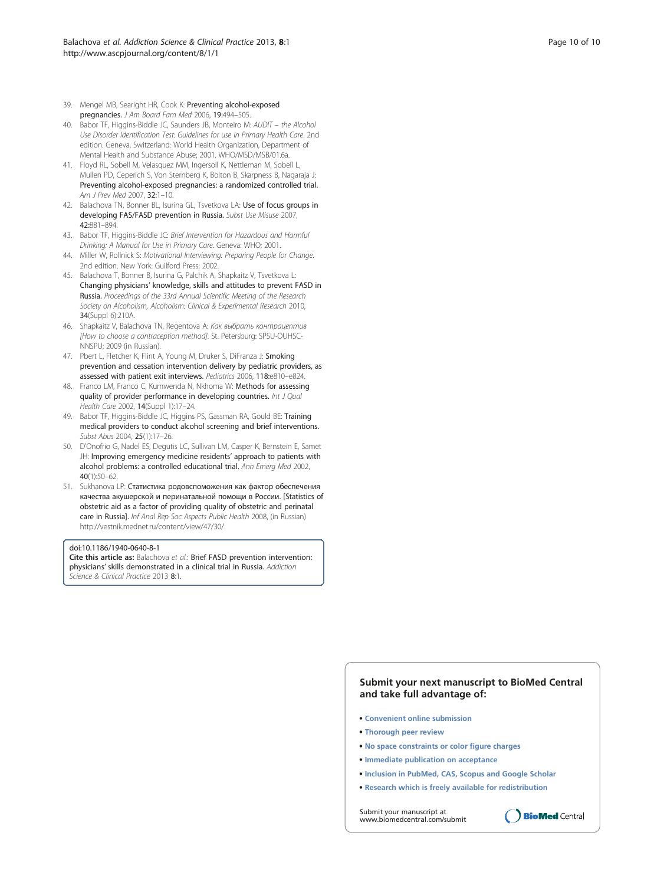39. Mengel MB, Searight HR, Cook K: **Preventing alcohol-exposed pregnancies.** *J Am Board Fam Med* 2006, **19:**494–505.
40. Babor TF, Higgins-Biddle JC, Saunders JB, Monteiro M: *AUDIT – the Alcohol Use Disorder Identification Test: Guidelines for use in Primary Health Care*. 2nd edition. Geneva, Switzerland: World Health Organization, Department of Mental Health and Substance Abuse; 2001. WHO/MSD/MSB/01.6a.
41. Floyd RL, Sobell M, Velasquez MM, Ingersoll K, Nettleman M, Sobell L, Mullen PD, Ceperich S, Von Sternberg K, Bolton B, Skarpness B, Nagaraja J: **Preventing alcohol-exposed pregnancies: a randomized controlled trial.** *Am J Prev Med* 2007, **32:**1–10.
42. Balachova TN, Bonner BL, Isurina GL, Tsvetkova LA: **Use of focus groups in developing FAS/FASD prevention in Russia.** *Subst Use Misuse* 2007, **42:**881–894.
43. Babor TF, Higgins-Biddle JC: *Brief Intervention for Hazardous and Harmful Drinking: A Manual for Use in Primary Care*. Geneva: WHO; 2001.
44. Miller W, Rollnick S: *Motivational Interviewing: Preparing People for Change*. 2nd edition. New York: Guilford Press; 2002.
45. Balachova T, Bonner B, Isurina G, Palchik A, Shapkaitz V, Tsvetkova L: **Changing physicians' knowledge, skills and attitudes to prevent FASD in Russia.** *Proceedings of the 33rd Annual Scientific Meeting of the Research Society on Alcoholism, Alcoholism: Clinical & Experimental Research* 2010, **34**(Suppl 6):210A.
46. Shapkaitz V, Balachova TN, Regentova A: *Как выбрать контрацептив [How to choose a contraception method]*. St. Petersburg: SPSU-OUHSC-NNSPU; 2009 (in Russian).
47. Pbert L, Fletcher K, Flint A, Young M, Druker S, DiFranza J: **Smoking prevention and cessation intervention delivery by pediatric providers, as assessed with patient exit interviews.** *Pediatrics* 2006, **118:**e810–e824.
48. Franco LM, Franco C, Kumwenda N, Nkhoma W: **Methods for assessing quality of provider performance in developing countries.** *Int J Qual Health Care* 2002, **14**(Suppl 1):17–24.
49. Babor TF, Higgins-Biddle JC, Higgins PS, Gassman RA, Gould BE: **Training medical providers to conduct alcohol screening and brief interventions.** *Subst Abus* 2004, **25**(1):17–26.
50. D'Onofrio G, Nadel ES, Degutis LC, Sullivan LM, Casper K, Bernstein E, Samet JH: **Improving emergency medicine residents' approach to patients with alcohol problems: a controlled educational trial.** *Ann Emerg Med* 2002, **40**(1):50–62.
51. Sukhanova LP: **Статистика родовспоможения как фактор обеспечения качества акушерской и перинатальной помощи в России. [Statistics of obstetric aid as a factor of providing quality of obstetric and perinatal care in Russia].** *Inf Anal Rep Soc Aspects Public Health* 2008, (in Russian) http://vestnik.mednet.ru/content/view/47/30/.

doi:10.1186/1940-0640-8-1
**Cite this article as:** Balachova *et al.*: Brief FASD prevention intervention: physicians' skills demonstrated in a clinical trial in Russia. *Addiction Science & Clinical Practice* 2013 **8**:1.

**Submit your next manuscript to BioMed Central and take full advantage of:**

- **Convenient online submission**
- **Thorough peer review**
- **No space constraints or color figure charges**
- **Immediate publication on acceptance**
- **Inclusion in PubMed, CAS, Scopus and Google Scholar**
- **Research which is freely available for redistribution**

Submit your manuscript at
www.biomedcentral.com/submit

BioMed Central